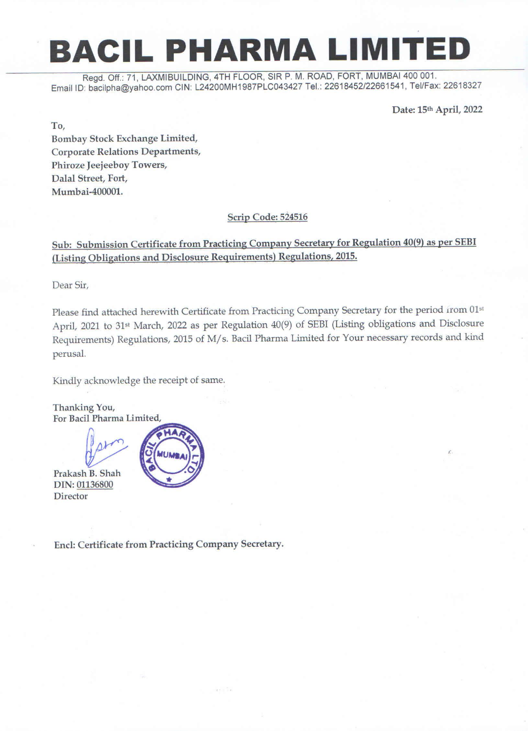# BACIL PHARMA LIMITED

Regd. Off.: 71, LAXMIBUILDING, 4TH FLOOR, SIR P. M. ROAD, FORT, MUMBAI 400 001.
Email ID: bacilpha@yahoo.com CIN: L24200MH1987PLC043427 Tel.: 22618452/22661541, Tel/Fax: 22618327

**Date: 15th April, 2022**

To,
**Bombay Stock Exchange Limited,**
**Corporate Relations Departments,**
**Phiroze Jeejeeboy Towers,**
**Dalal Street, Fort,**
**Mumbai-400001.**

**Scrip Code: 524516**

**Sub: Submission Certificate from Practicing Company Secretary for Regulation 40(9) as per SEBI (Listing Obligations and Disclosure Requirements) Regulations, 2015.**

Dear Sir,

Please find attached herewith Certificate from Practicing Company Secretary for the period from 01st April, 2021 to 31st March, 2022 as per Regulation 40(9) of SEBI (Listing obligations and Disclosure Requirements) Regulations, 2015 of M/s. Bacil Pharma Limited for Your necessary records and kind perusal.

Kindly acknowledge the receipt of same.

Thanking You,
For Bacil Pharma Limited,

Prakash B. Shah
DIN: 01136800
Director

**Encl: Certificate from Practicing Company Secretary.**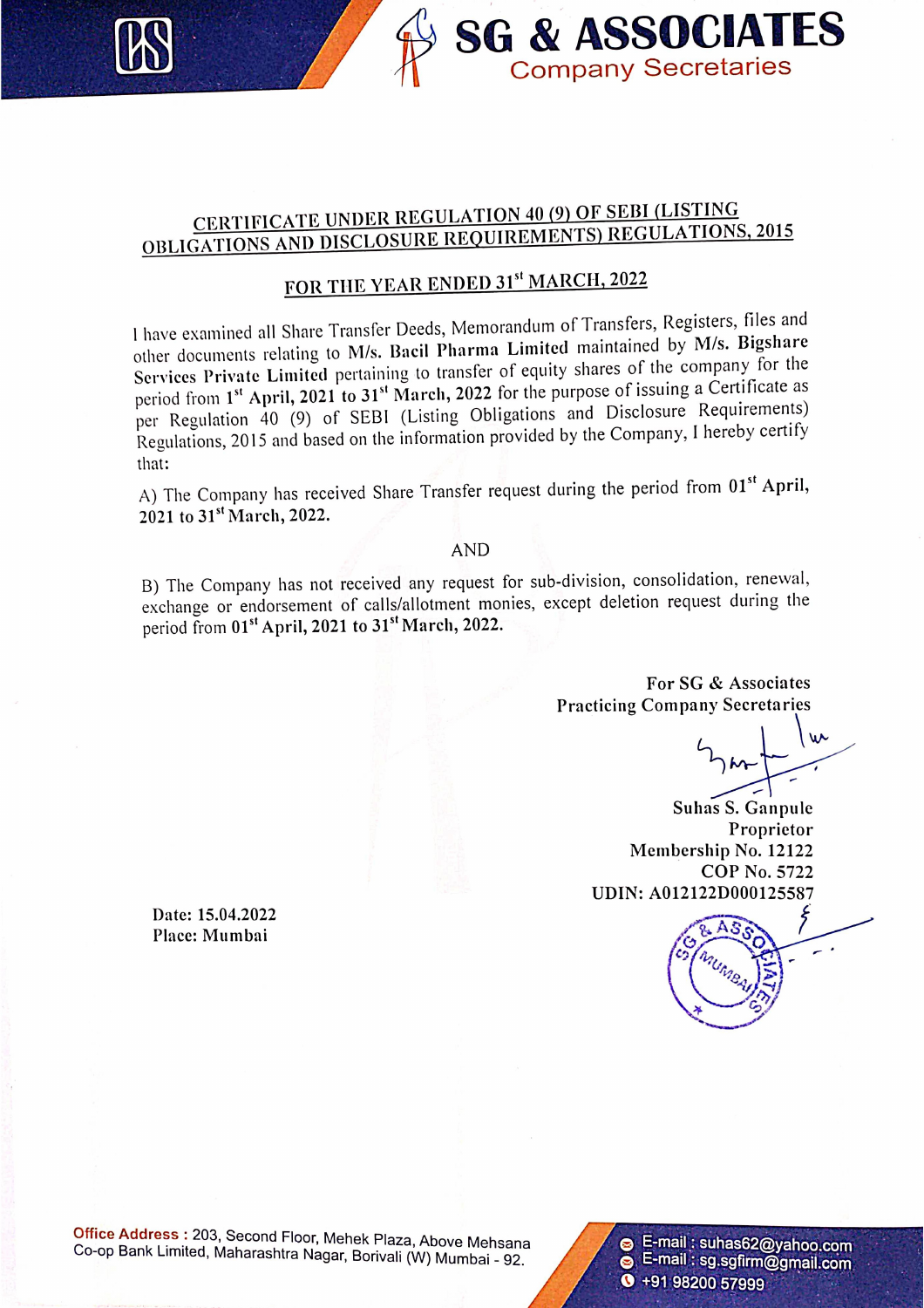## CERTIFICATE UNDER REGULATION 40 (9) OF SEBI (LISTING OBLIGATIONS AND DISCLOSURE REQUIREMENTS) REGULATIONS, 2015

## FOR THE YEAR ENDED 31st MARCH, 2022

I have examined all Share Transfer Deeds, Memorandum of Transfers, Registers, files and other documents relating to **M/s. Bacil Pharma Limited** maintained by **M/s. Bigshare Services Private Limited** pertaining to transfer of equity shares of the company for the period from **1st April, 2021 to 31st March, 2022** for the purpose of issuing a Certificate as per Regulation 40 (9) of SEBI (Listing Obligations and Disclosure Requirements) Regulations, 2015 and based on the information provided by the Company, I hereby certify that:

A) The Company has received Share Transfer request during the period from **01st April, 2021 to 31st March, 2022.**

AND

B) The Company has not received any request for sub-division, consolidation, renewal, exchange or endorsement of calls/allotment monies, except deletion request during the period from **01st April, 2021 to 31st March, 2022.**

**For SG & Associates**
**Practicing Company Secretaries**

**Suhas S. Ganpule**
**Proprietor**
**Membership No. 12122**
**COP No. 5722**
**UDIN: A012122D000125587**

**Date: 15.04.2022**
**Place: Mumbai**

**Office Address :** 203, Second Floor, Mehek Plaza, Above Mehsana Co-op Bank Limited, Maharashtra Nagar, Borivali (W) Mumbai - 92.

E-mail : suhas62@yahoo.com
E-mail : sg.sgfirm@gmail.com
+91 98200 57999